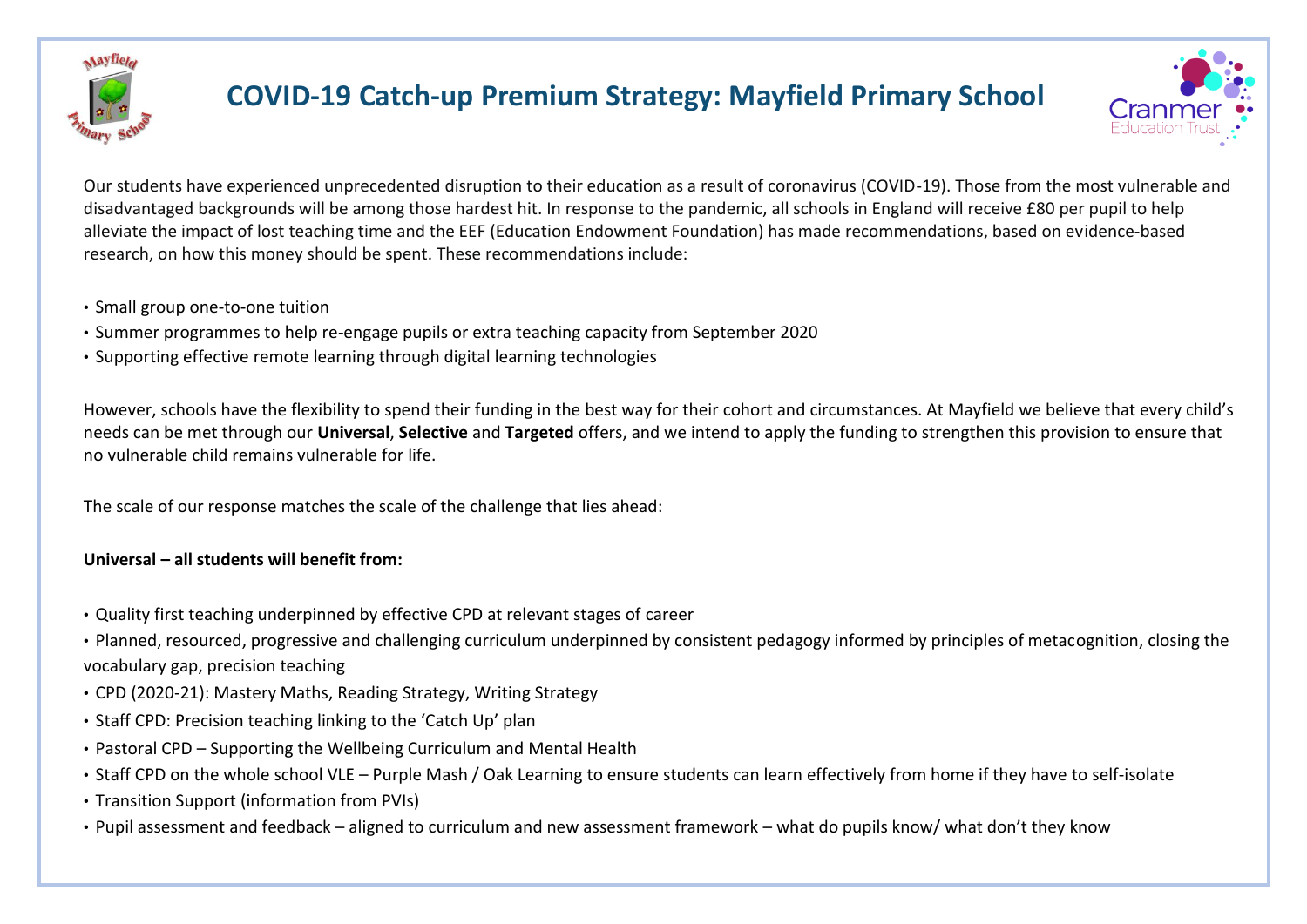# COVID-19 Catch-up Premium Strategy: Mayfield Primary School

Our students have experienced unprecedented disruption to their education as a result of coronavirus (COVID-19). Those from the most vulnerable and disadvantaged backgrounds will be among those hardest hit. In response to the pandemic, all schools in England will receive £80 per pupil to help alleviate the impact of lost teaching time and the EEF (Education Endowment Foundation) has made recommendations, based on evidence-based research, on how this money should be spent. These recommendations include:

- Small group one-to-one tuition
- Summer programmes to help re-engage pupils or extra teaching capacity from September 2020
- Supporting effective remote learning through digital learning technologies

However, schools have the flexibility to spend their funding in the best way for their cohort and circumstances. At Mayfield we believe that every child's needs can be met through our **Universal**, **Selective** and **Targeted** offers, and we intend to apply the funding to strengthen this provision to ensure that no vulnerable child remains vulnerable for life.

The scale of our response matches the scale of the challenge that lies ahead:

**Universal – all students will benefit from:**

- Quality first teaching underpinned by effective CPD at relevant stages of career
- Planned, resourced, progressive and challenging curriculum underpinned by consistent pedagogy informed by principles of metacognition, closing the vocabulary gap, precision teaching
- CPD (2020-21): Mastery Maths, Reading Strategy, Writing Strategy
- Staff CPD: Precision teaching linking to the 'Catch Up' plan
- Pastoral CPD – Supporting the Wellbeing Curriculum and Mental Health
- Staff CPD on the whole school VLE – Purple Mash / Oak Learning to ensure students can learn effectively from home if they have to self-isolate
- Transition Support (information from PVIs)
- Pupil assessment and feedback – aligned to curriculum and new assessment framework – what do pupils know/ what don't they know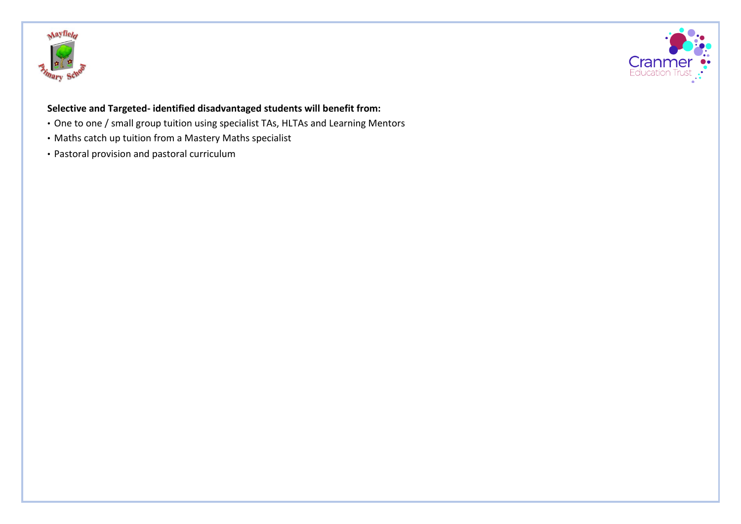**Selective and Targeted- identified disadvantaged students will benefit from:**

- One to one / small group tuition using specialist TAs, HLTAs and Learning Mentors
- Maths catch up tuition from a Mastery Maths specialist
- Pastoral provision and pastoral curriculum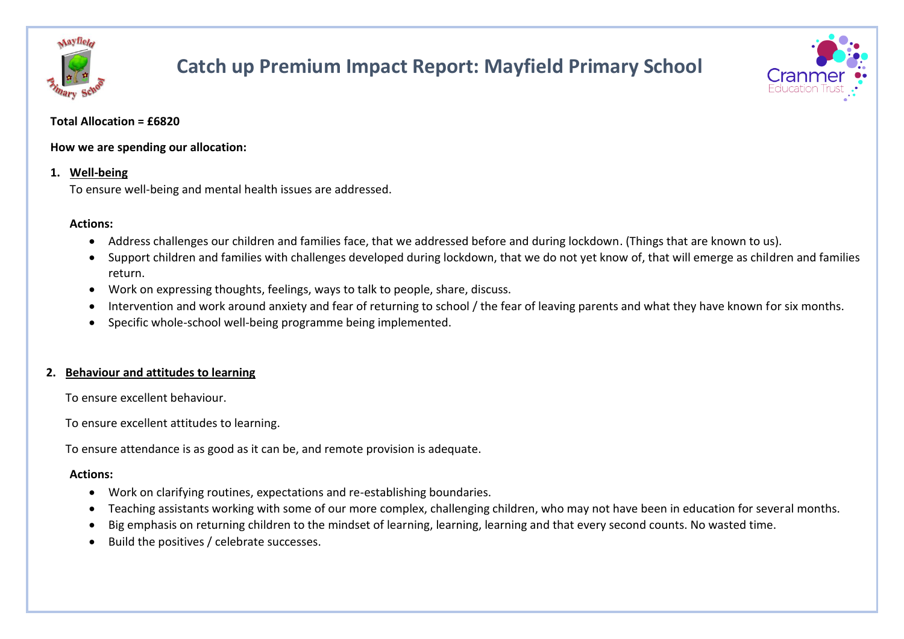# Catch up Premium Impact Report: Mayfield Primary School

**Total Allocation = £6820**

**How we are spending our allocation:**

1. **Well-being**

   To ensure well-being and mental health issues are addressed.

   **Actions:**

   - Address challenges our children and families face, that we addressed before and during lockdown. (Things that are known to us).
   - Support children and families with challenges developed during lockdown, that we do not yet know of, that will emerge as children and families return.
   - Work on expressing thoughts, feelings, ways to talk to people, share, discuss.
   - Intervention and work around anxiety and fear of returning to school / the fear of leaving parents and what they have known for six months.
   - Specific whole-school well-being programme being implemented.

2. **Behaviour and attitudes to learning**

   To ensure excellent behaviour.

   To ensure excellent attitudes to learning.

   To ensure attendance is as good as it can be, and remote provision is adequate.

   **Actions:**

   - Work on clarifying routines, expectations and re-establishing boundaries.
   - Teaching assistants working with some of our more complex, challenging children, who may not have been in education for several months.
   - Big emphasis on returning children to the mindset of learning, learning, learning and that every second counts. No wasted time.
   - Build the positives / celebrate successes.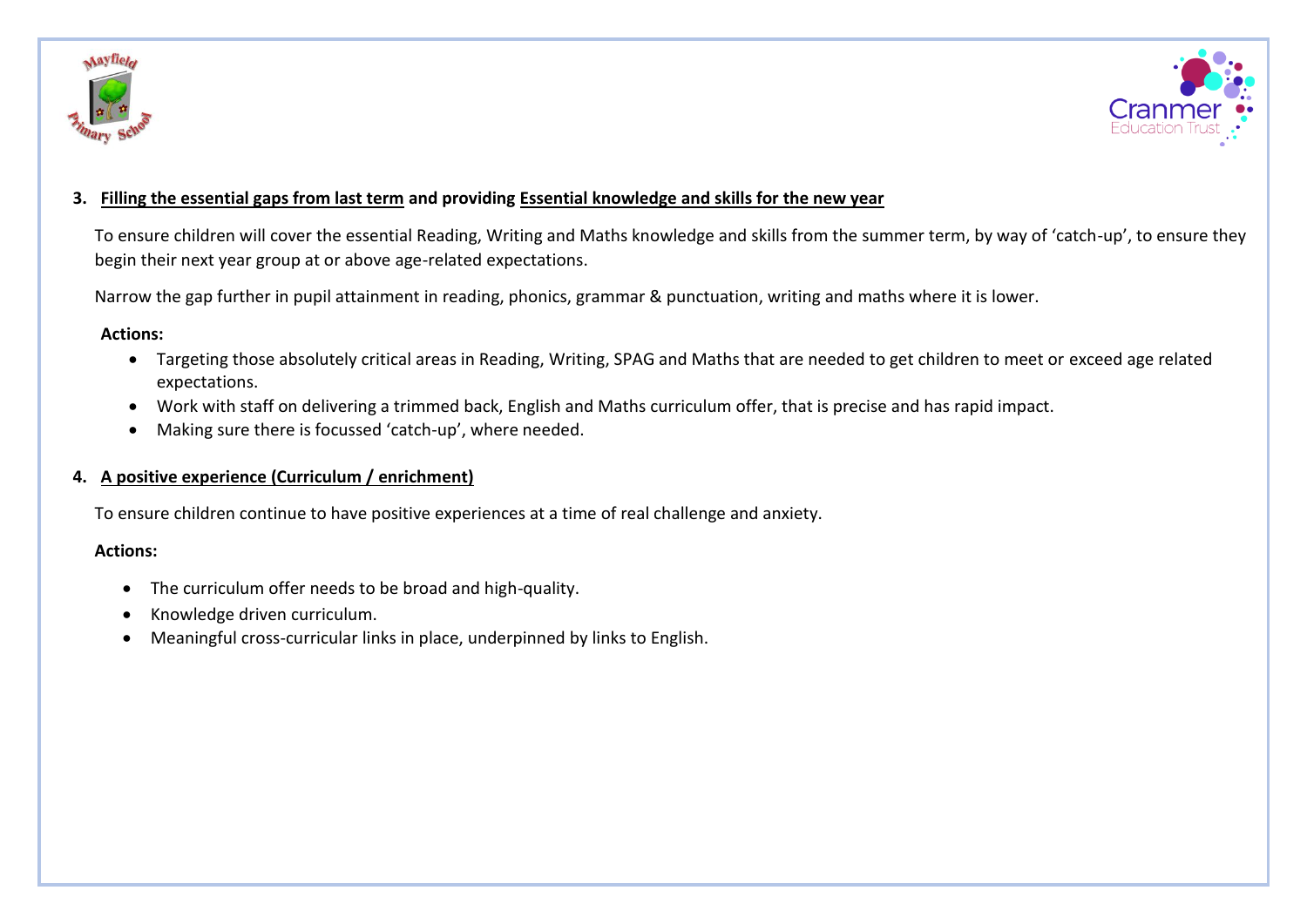3. **<u>Filling the essential gaps from last term</u> and providing <u>Essential knowledge and skills for the new year</u>**

To ensure children will cover the essential Reading, Writing and Maths knowledge and skills from the summer term, by way of 'catch-up', to ensure they begin their next year group at or above age-related expectations.

Narrow the gap further in pupil attainment in reading, phonics, grammar & punctuation, writing and maths where it is lower.

**Actions:**

- Targeting those absolutely critical areas in Reading, Writing, SPAG and Maths that are needed to get children to meet or exceed age related expectations.
- Work with staff on delivering a trimmed back, English and Maths curriculum offer, that is precise and has rapid impact.
- Making sure there is focussed 'catch-up', where needed.

4. **<u>A positive experience (Curriculum / enrichment)</u>**

To ensure children continue to have positive experiences at a time of real challenge and anxiety.

**Actions:**

- The curriculum offer needs to be broad and high-quality.
- Knowledge driven curriculum.
- Meaningful cross-curricular links in place, underpinned by links to English.